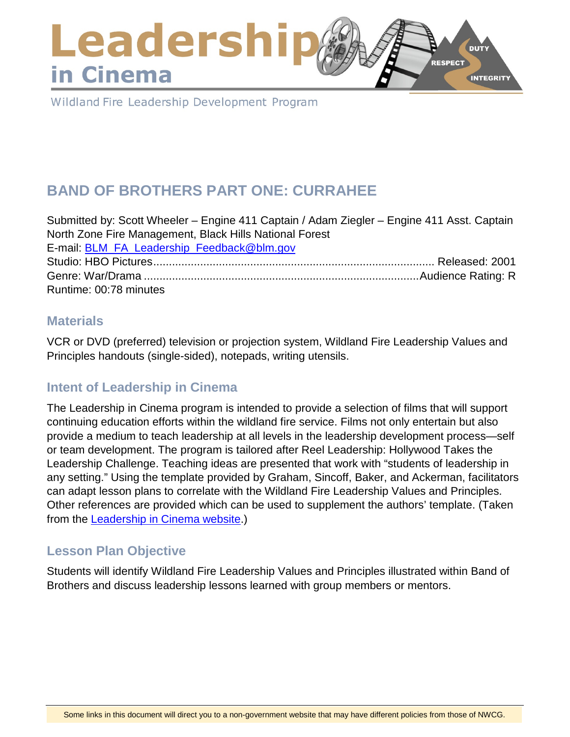# Leadership in Cinema

Wildland Fire Leadership Development Program

## BAND OF BROTHERS PART ONE: CURRAHEE

Submitted by: Scott Wheeler – Engine 411 Captain / Adam Ziegler – Engine 411 Asst. Captain
North Zone Fire Management, Black Hills National Forest
E-mail: [BLM_FA_Leadership_Feedback@blm.gov](mailto:BLM_FA_Leadership_Feedback@blm.gov)
Studio: HBO Pictures........................................................................................ Released: 2001
Genre: War/Drama .......................................................................................Audience Rating: R
Runtime: 00:78 minutes

### Materials

VCR or DVD (preferred) television or projection system, Wildland Fire Leadership Values and Principles handouts (single-sided), notepads, writing utensils.

### Intent of Leadership in Cinema

The Leadership in Cinema program is intended to provide a selection of films that will support continuing education efforts within the wildland fire service. Films not only entertain but also provide a medium to teach leadership at all levels in the leadership development process—self or team development. The program is tailored after Reel Leadership: Hollywood Takes the Leadership Challenge. Teaching ideas are presented that work with "students of leadership in any setting." Using the template provided by Graham, Sincoff, Baker, and Ackerman, facilitators can adapt lesson plans to correlate with the Wildland Fire Leadership Values and Principles. Other references are provided which can be used to supplement the authors' template. (Taken from the [Leadership in Cinema website](#).)

### Lesson Plan Objective

Students will identify Wildland Fire Leadership Values and Principles illustrated within Band of Brothers and discuss leadership lessons learned with group members or mentors.

Some links in this document will direct you to a non-government website that may have different policies from those of NWCG.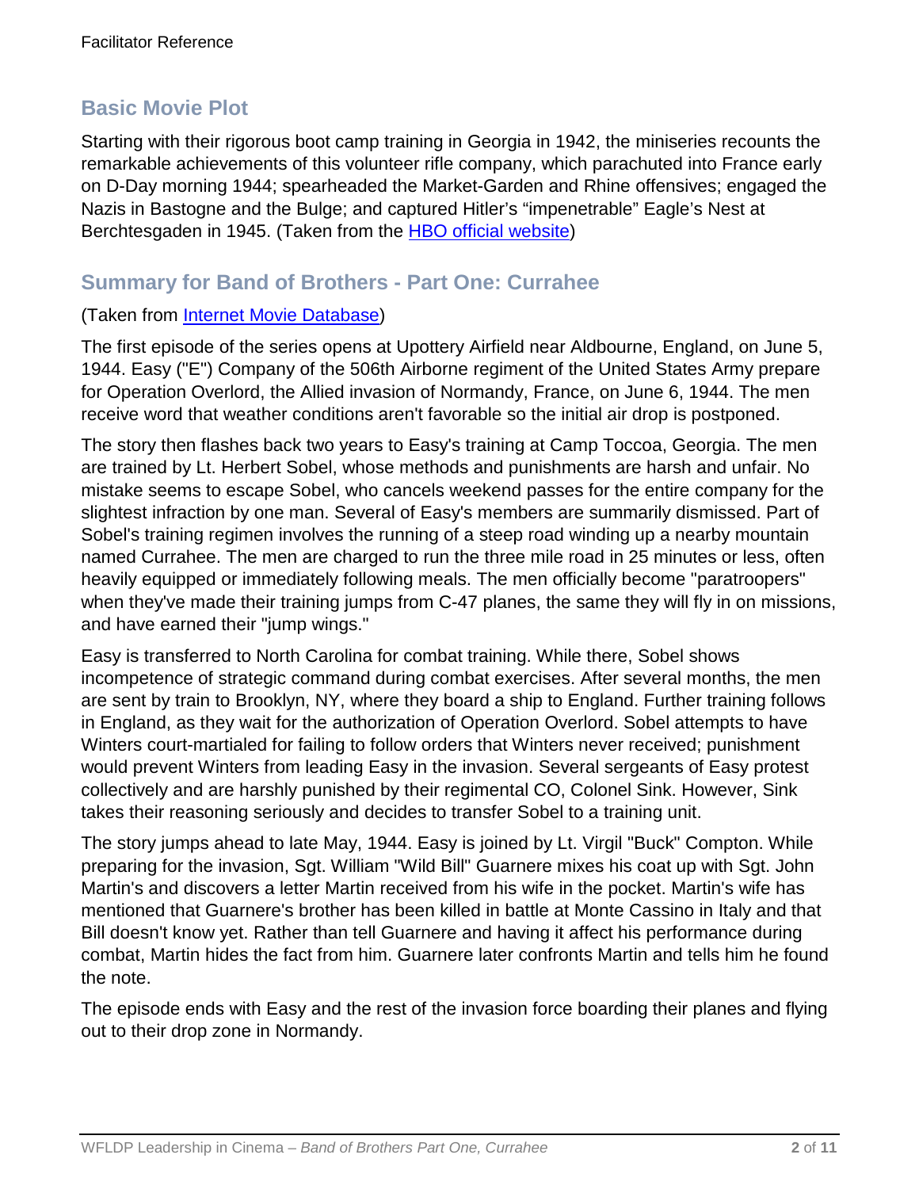## Basic Movie Plot

Starting with their rigorous boot camp training in Georgia in 1942, the miniseries recounts the remarkable achievements of this volunteer rifle company, which parachuted into France early on D-Day morning 1944; spearheaded the Market-Garden and Rhine offensives; engaged the Nazis in Bastogne and the Bulge; and captured Hitler's "impenetrable" Eagle's Nest at Berchtesgaden in 1945. (Taken from the HBO official website)

## Summary for Band of Brothers - Part One: Currahee

(Taken from Internet Movie Database)

The first episode of the series opens at Upottery Airfield near Aldbourne, England, on June 5, 1944. Easy ("E") Company of the 506th Airborne regiment of the United States Army prepare for Operation Overlord, the Allied invasion of Normandy, France, on June 6, 1944. The men receive word that weather conditions aren't favorable so the initial air drop is postponed.

The story then flashes back two years to Easy's training at Camp Toccoa, Georgia. The men are trained by Lt. Herbert Sobel, whose methods and punishments are harsh and unfair. No mistake seems to escape Sobel, who cancels weekend passes for the entire company for the slightest infraction by one man. Several of Easy's members are summarily dismissed. Part of Sobel's training regimen involves the running of a steep road winding up a nearby mountain named Currahee. The men are charged to run the three mile road in 25 minutes or less, often heavily equipped or immediately following meals. The men officially become "paratroopers" when they've made their training jumps from C-47 planes, the same they will fly in on missions, and have earned their "jump wings."

Easy is transferred to North Carolina for combat training. While there, Sobel shows incompetence of strategic command during combat exercises. After several months, the men are sent by train to Brooklyn, NY, where they board a ship to England. Further training follows in England, as they wait for the authorization of Operation Overlord. Sobel attempts to have Winters court-martialed for failing to follow orders that Winters never received; punishment would prevent Winters from leading Easy in the invasion. Several sergeants of Easy protest collectively and are harshly punished by their regimental CO, Colonel Sink. However, Sink takes their reasoning seriously and decides to transfer Sobel to a training unit.

The story jumps ahead to late May, 1944. Easy is joined by Lt. Virgil "Buck" Compton. While preparing for the invasion, Sgt. William "Wild Bill" Guarnere mixes his coat up with Sgt. John Martin's and discovers a letter Martin received from his wife in the pocket. Martin's wife has mentioned that Guarnere's brother has been killed in battle at Monte Cassino in Italy and that Bill doesn't know yet. Rather than tell Guarnere and having it affect his performance during combat, Martin hides the fact from him. Guarnere later confronts Martin and tells him he found the note.

The episode ends with Easy and the rest of the invasion force boarding their planes and flying out to their drop zone in Normandy.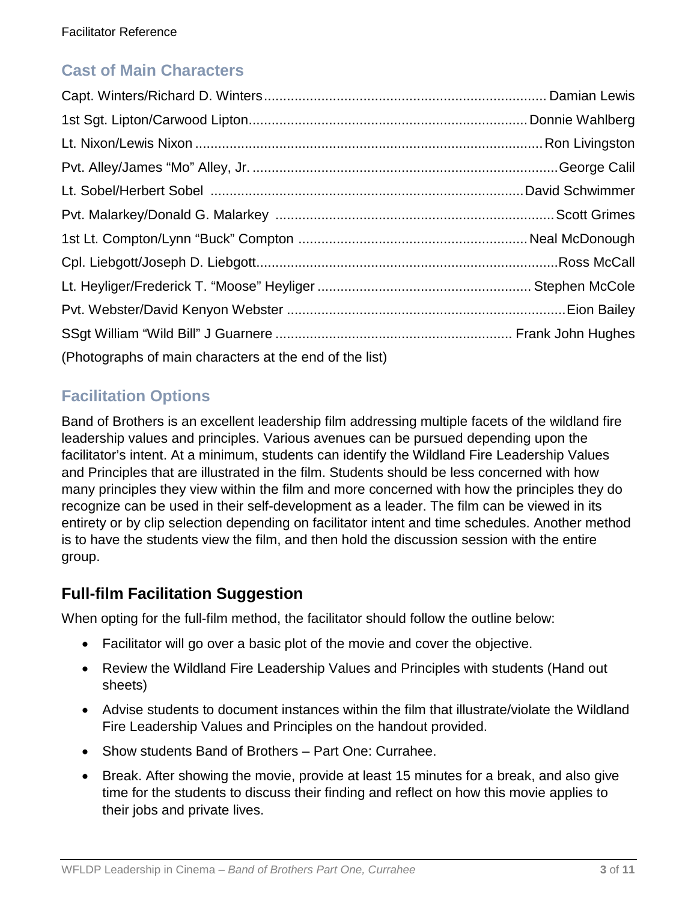## Cast of Main Characters

Capt. Winters/Richard D. Winters.......................................................................... Damian Lewis
1st Sgt. Lipton/Carwood Lipton......................................................................... Donnie Wahlberg
Lt. Nixon/Lewis Nixon .......................................................................................... Ron Livingston
Pvt. Alley/James “Mo” Alley, Jr. ................................................................................ George Calil
Lt. Sobel/Herbert Sobel .................................................................................. David Schwimmer
Pvt. Malarkey/Donald G. Malarkey ......................................................................... Scott Grimes
1st Lt. Compton/Lynn “Buck” Compton ............................................................ Neal McDonough
Cpl. Liebgott/Joseph D. Liebgott............................................................................... Ross McCall
Lt. Heyliger/Frederick T. “Moose” Heyliger ........................................................ Stephen McCole
Pvt. Webster/David Kenyon Webster ......................................................................... Eion Bailey
SSgt William “Wild Bill” J Guarnere .............................................................. Frank John Hughes

(Photographs of main characters at the end of the list)

## Facilitation Options

Band of Brothers is an excellent leadership film addressing multiple facets of the wildland fire leadership values and principles. Various avenues can be pursued depending upon the facilitator's intent. At a minimum, students can identify the Wildland Fire Leadership Values and Principles that are illustrated in the film. Students should be less concerned with how many principles they view within the film and more concerned with how the principles they do recognize can be used in their self-development as a leader. The film can be viewed in its entirety or by clip selection depending on facilitator intent and time schedules. Another method is to have the students view the film, and then hold the discussion session with the entire group.

### Full-film Facilitation Suggestion

When opting for the full-film method, the facilitator should follow the outline below:

- Facilitator will go over a basic plot of the movie and cover the objective.
- Review the Wildland Fire Leadership Values and Principles with students (Hand out sheets)
- Advise students to document instances within the film that illustrate/violate the Wildland Fire Leadership Values and Principles on the handout provided.
- Show students Band of Brothers – Part One: Currahee.
- Break. After showing the movie, provide at least 15 minutes for a break, and also give time for the students to discuss their finding and reflect on how this movie applies to their jobs and private lives.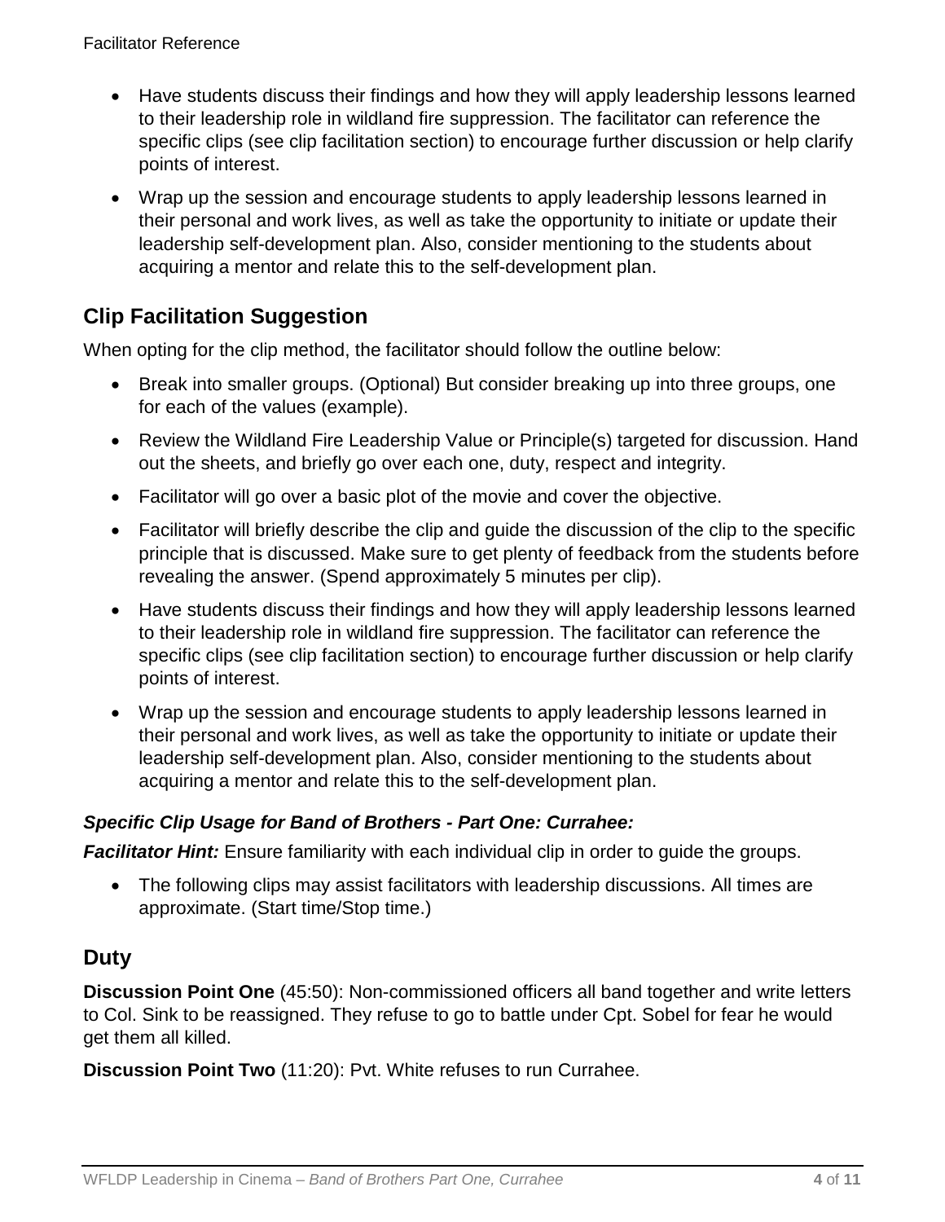- Have students discuss their findings and how they will apply leadership lessons learned to their leadership role in wildland fire suppression. The facilitator can reference the specific clips (see clip facilitation section) to encourage further discussion or help clarify points of interest.
- Wrap up the session and encourage students to apply leadership lessons learned in their personal and work lives, as well as take the opportunity to initiate or update their leadership self-development plan. Also, consider mentioning to the students about acquiring a mentor and relate this to the self-development plan.

## Clip Facilitation Suggestion

When opting for the clip method, the facilitator should follow the outline below:

- Break into smaller groups. (Optional) But consider breaking up into three groups, one for each of the values (example).
- Review the Wildland Fire Leadership Value or Principle(s) targeted for discussion. Hand out the sheets, and briefly go over each one, duty, respect and integrity.
- Facilitator will go over a basic plot of the movie and cover the objective.
- Facilitator will briefly describe the clip and guide the discussion of the clip to the specific principle that is discussed. Make sure to get plenty of feedback from the students before revealing the answer. (Spend approximately 5 minutes per clip).
- Have students discuss their findings and how they will apply leadership lessons learned to their leadership role in wildland fire suppression. The facilitator can reference the specific clips (see clip facilitation section) to encourage further discussion or help clarify points of interest.
- Wrap up the session and encourage students to apply leadership lessons learned in their personal and work lives, as well as take the opportunity to initiate or update their leadership self-development plan. Also, consider mentioning to the students about acquiring a mentor and relate this to the self-development plan.

### *Specific Clip Usage for Band of Brothers - Part One: Currahee:*

***Facilitator Hint:*** Ensure familiarity with each individual clip in order to guide the groups.

- The following clips may assist facilitators with leadership discussions. All times are approximate. (Start time/Stop time.)

## Duty

**Discussion Point One** (45:50): Non-commissioned officers all band together and write letters to Col. Sink to be reassigned. They refuse to go to battle under Cpt. Sobel for fear he would get them all killed.

**Discussion Point Two** (11:20): Pvt. White refuses to run Currahee.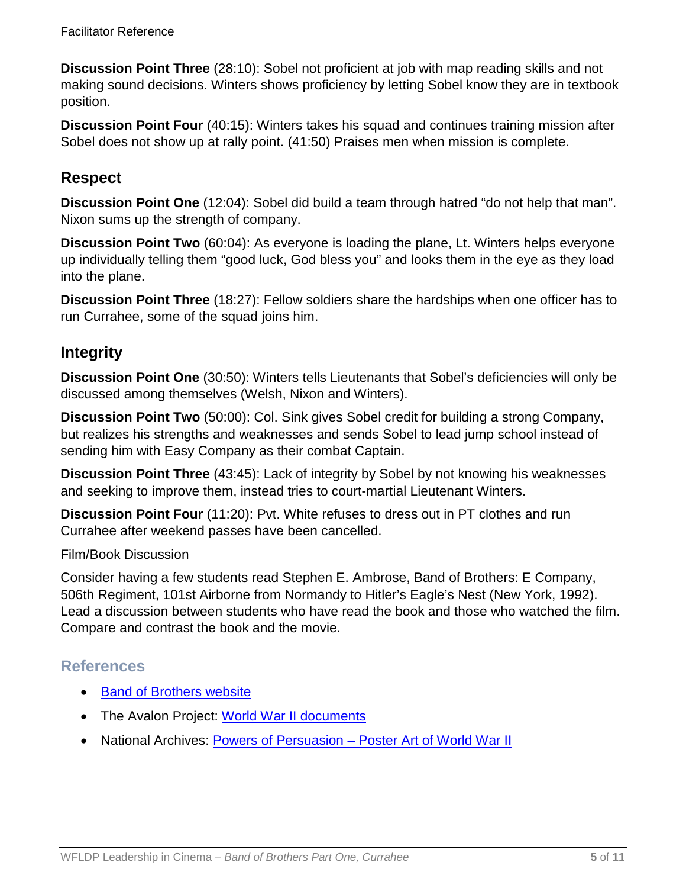**Discussion Point Three** (28:10): Sobel not proficient at job with map reading skills and not making sound decisions. Winters shows proficiency by letting Sobel know they are in textbook position.

**Discussion Point Four** (40:15): Winters takes his squad and continues training mission after Sobel does not show up at rally point. (41:50) Praises men when mission is complete.

## Respect

**Discussion Point One** (12:04): Sobel did build a team through hatred "do not help that man". Nixon sums up the strength of company.

**Discussion Point Two** (60:04): As everyone is loading the plane, Lt. Winters helps everyone up individually telling them "good luck, God bless you" and looks them in the eye as they load into the plane.

**Discussion Point Three** (18:27): Fellow soldiers share the hardships when one officer has to run Currahee, some of the squad joins him.

## Integrity

**Discussion Point One** (30:50): Winters tells Lieutenants that Sobel's deficiencies will only be discussed among themselves (Welsh, Nixon and Winters).

**Discussion Point Two** (50:00): Col. Sink gives Sobel credit for building a strong Company, but realizes his strengths and weaknesses and sends Sobel to lead jump school instead of sending him with Easy Company as their combat Captain.

**Discussion Point Three** (43:45): Lack of integrity by Sobel by not knowing his weaknesses and seeking to improve them, instead tries to court-martial Lieutenant Winters.

**Discussion Point Four** (11:20): Pvt. White refuses to dress out in PT clothes and run Currahee after weekend passes have been cancelled.

Film/Book Discussion

Consider having a few students read Stephen E. Ambrose, Band of Brothers: E Company, 506th Regiment, 101st Airborne from Normandy to Hitler's Eagle's Nest (New York, 1992). Lead a discussion between students who have read the book and those who watched the film. Compare and contrast the book and the movie.

## References

- Band of Brothers website
- The Avalon Project: World War II documents
- National Archives: Powers of Persuasion – Poster Art of World War II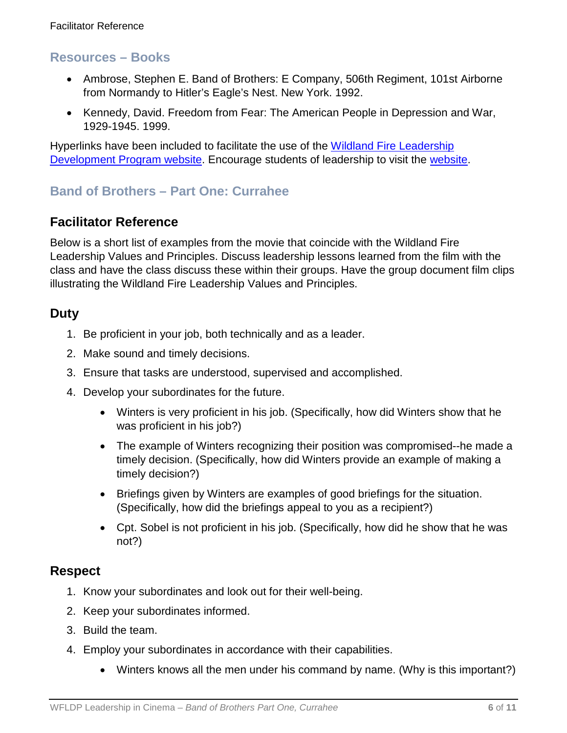## Resources – Books

- Ambrose, Stephen E. Band of Brothers: E Company, 506th Regiment, 101st Airborne from Normandy to Hitler's Eagle's Nest. New York. 1992.
- Kennedy, David. Freedom from Fear: The American People in Depression and War, 1929-1945. 1999.

Hyperlinks have been included to facilitate the use of the Wildland Fire Leadership Development Program website. Encourage students of leadership to visit the website.

## Band of Brothers – Part One: Currahee

### Facilitator Reference

Below is a short list of examples from the movie that coincide with the Wildland Fire Leadership Values and Principles. Discuss leadership lessons learned from the film with the class and have the class discuss these within their groups. Have the group document film clips illustrating the Wildland Fire Leadership Values and Principles.

### Duty

1. Be proficient in your job, both technically and as a leader.
2. Make sound and timely decisions.
3. Ensure that tasks are understood, supervised and accomplished.
4. Develop your subordinates for the future.
    - Winters is very proficient in his job. (Specifically, how did Winters show that he was proficient in his job?)
    - The example of Winters recognizing their position was compromised--he made a timely decision. (Specifically, how did Winters provide an example of making a timely decision?)
    - Briefings given by Winters are examples of good briefings for the situation. (Specifically, how did the briefings appeal to you as a recipient?)
    - Cpt. Sobel is not proficient in his job. (Specifically, how did he show that he was not?)

### Respect

1. Know your subordinates and look out for their well-being.
2. Keep your subordinates informed.
3. Build the team.
4. Employ your subordinates in accordance with their capabilities.
    - Winters knows all the men under his command by name. (Why is this important?)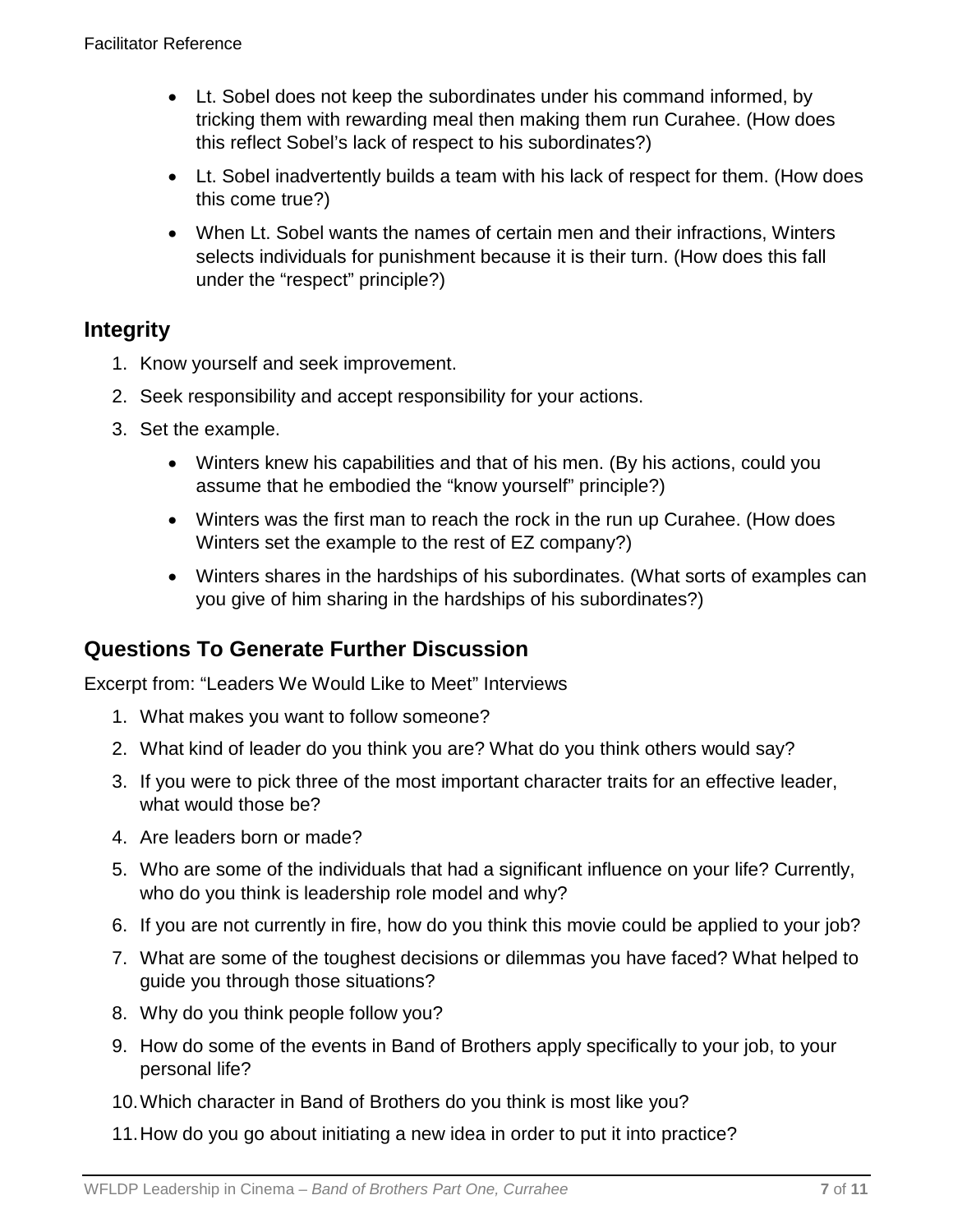- Lt. Sobel does not keep the subordinates under his command informed, by tricking them with rewarding meal then making them run Curahee. (How does this reflect Sobel's lack of respect to his subordinates?)
- Lt. Sobel inadvertently builds a team with his lack of respect for them. (How does this come true?)
- When Lt. Sobel wants the names of certain men and their infractions, Winters selects individuals for punishment because it is their turn. (How does this fall under the "respect" principle?)

## Integrity

1. Know yourself and seek improvement.
2. Seek responsibility and accept responsibility for your actions.
3. Set the example.
    - Winters knew his capabilities and that of his men. (By his actions, could you assume that he embodied the "know yourself" principle?)
    - Winters was the first man to reach the rock in the run up Curahee. (How does Winters set the example to the rest of EZ company?)
    - Winters shares in the hardships of his subordinates. (What sorts of examples can you give of him sharing in the hardships of his subordinates?)

## Questions To Generate Further Discussion

Excerpt from: "Leaders We Would Like to Meet" Interviews

1. What makes you want to follow someone?
2. What kind of leader do you think you are? What do you think others would say?
3. If you were to pick three of the most important character traits for an effective leader, what would those be?
4. Are leaders born or made?
5. Who are some of the individuals that had a significant influence on your life? Currently, who do you think is leadership role model and why?
6. If you are not currently in fire, how do you think this movie could be applied to your job?
7. What are some of the toughest decisions or dilemmas you have faced? What helped to guide you through those situations?
8. Why do you think people follow you?
9. How do some of the events in Band of Brothers apply specifically to your job, to your personal life?
10. Which character in Band of Brothers do you think is most like you?
11. How do you go about initiating a new idea in order to put it into practice?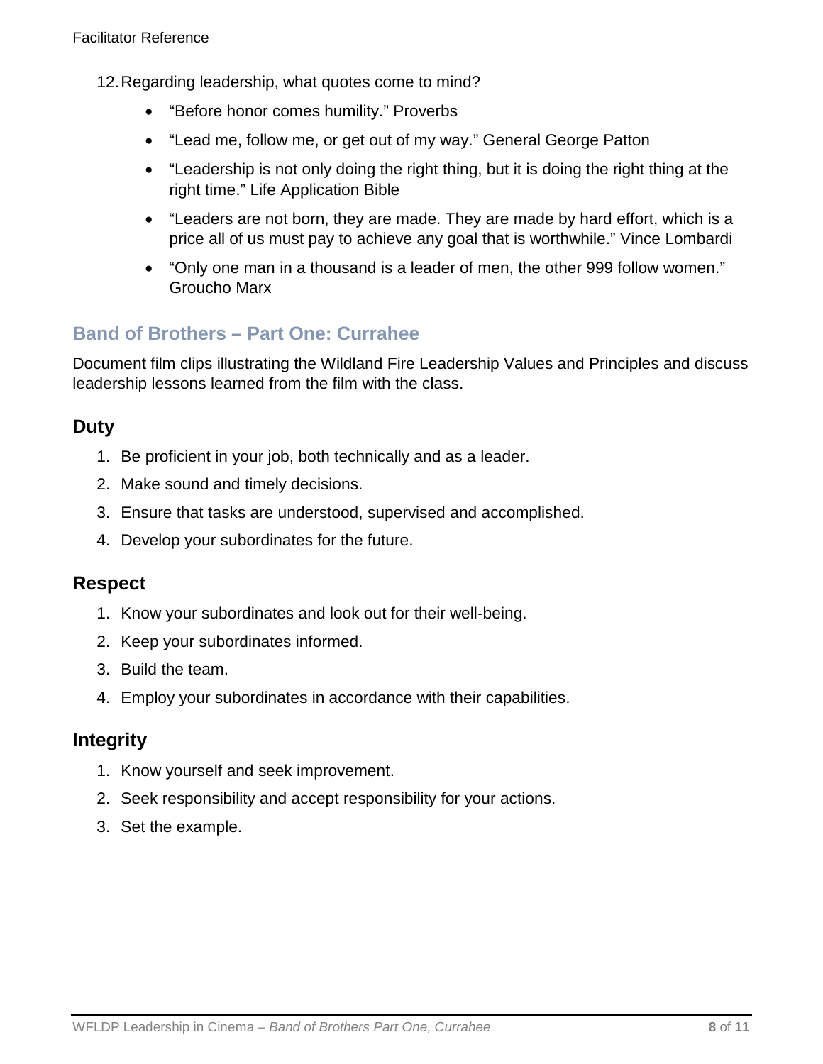12. Regarding leadership, what quotes come to mind?
    - “Before honor comes humility.” Proverbs
    - “Lead me, follow me, or get out of my way.” General George Patton
    - “Leadership is not only doing the right thing, but it is doing the right thing at the right time.” Life Application Bible
    - “Leaders are not born, they are made. They are made by hard effort, which is a price all of us must pay to achieve any goal that is worthwhile.” Vince Lombardi
    - “Only one man in a thousand is a leader of men, the other 999 follow women.” Groucho Marx

## Band of Brothers – Part One: Currahee

Document film clips illustrating the Wildland Fire Leadership Values and Principles and discuss leadership lessons learned from the film with the class.

### Duty

1. Be proficient in your job, both technically and as a leader.
2. Make sound and timely decisions.
3. Ensure that tasks are understood, supervised and accomplished.
4. Develop your subordinates for the future.

### Respect

1. Know your subordinates and look out for their well-being.
2. Keep your subordinates informed.
3. Build the team.
4. Employ your subordinates in accordance with their capabilities.

### Integrity

1. Know yourself and seek improvement.
2. Seek responsibility and accept responsibility for your actions.
3. Set the example.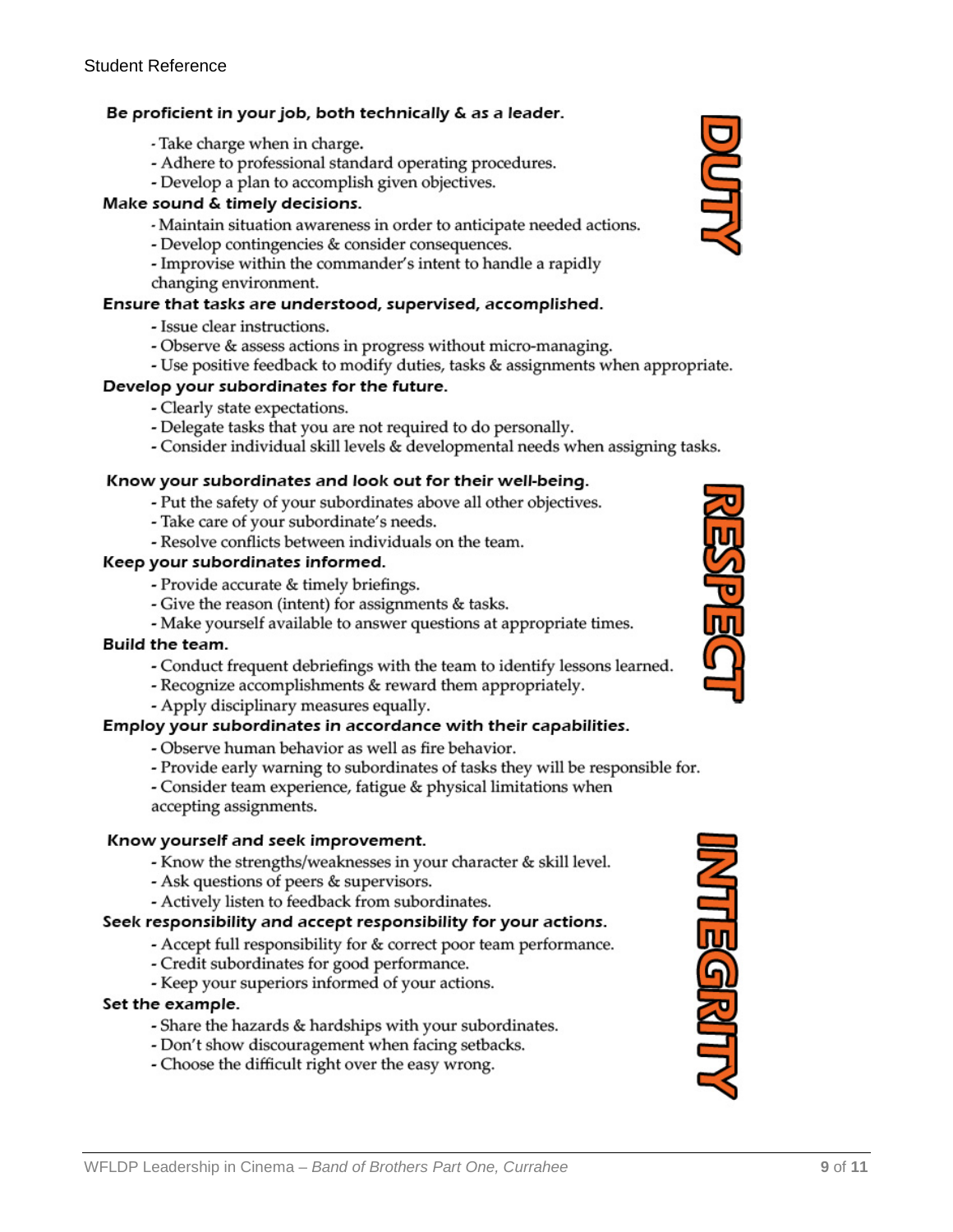Student Reference

## DUTY

**Be proficient in your job, both technically & as a leader.**

- Take charge when in charge.
- Adhere to professional standard operating procedures.
- Develop a plan to accomplish given objectives.

**Make sound & timely decisions.**

- Maintain situation awareness in order to anticipate needed actions.
- Develop contingencies & consider consequences.
- Improvise within the commander's intent to handle a rapidly changing environment.

**Ensure that tasks are understood, supervised, accomplished.**

- Issue clear instructions.
- Observe & assess actions in progress without micro-managing.
- Use positive feedback to modify duties, tasks & assignments when appropriate.

**Develop your subordinates for the future.**

- Clearly state expectations.
- Delegate tasks that you are not required to do personally.
- Consider individual skill levels & developmental needs when assigning tasks.

## RESPECT

**Know your subordinates and look out for their well-being.**

- Put the safety of your subordinates above all other objectives.
- Take care of your subordinate's needs.
- Resolve conflicts between individuals on the team.

**Keep your subordinates informed.**

- Provide accurate & timely briefings.
- Give the reason (intent) for assignments & tasks.
- Make yourself available to answer questions at appropriate times.

**Build the team.**

- Conduct frequent debriefings with the team to identify lessons learned.
- Recognize accomplishments & reward them appropriately.
- Apply disciplinary measures equally.

**Employ your subordinates in accordance with their capabilities.**

- Observe human behavior as well as fire behavior.
- Provide early warning to subordinates of tasks they will be responsible for.
- Consider team experience, fatigue & physical limitations when accepting assignments.

## INTEGRITY

**Know yourself and seek improvement.**

- Know the strengths/weaknesses in your character & skill level.
- Ask questions of peers & supervisors.
- Actively listen to feedback from subordinates.

**Seek responsibility and accept responsibility for your actions.**

- Accept full responsibility for & correct poor team performance.
- Credit subordinates for good performance.
- Keep your superiors informed of your actions.

**Set the example.**

- Share the hazards & hardships with your subordinates.
- Don't show discouragement when facing setbacks.
- Choose the difficult right over the easy wrong.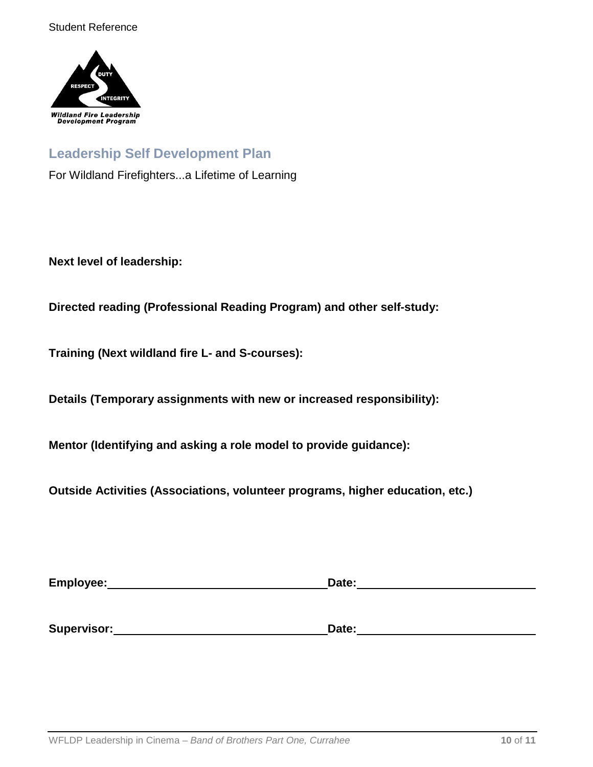Student Reference

**Wildland Fire Leadership Development Program**

## Leadership Self Development Plan

For Wildland Firefighters...a Lifetime of Learning

**Next level of leadership:**

**Directed reading (Professional Reading Program) and other self-study:**

**Training (Next wildland fire L- and S-courses):**

**Details (Temporary assignments with new or increased responsibility):**

**Mentor (Identifying and asking a role model to provide guidance):**

**Outside Activities (Associations, volunteer programs, higher education, etc.)**

**Employee:**\_\_\_\_\_\_\_\_\_\_\_\_\_\_\_\_\_\_\_\_\_\_\_\_\_\_\_\_ **Date:**\_\_\_\_\_\_\_\_\_\_\_\_\_\_\_\_\_\_\_\_\_\_

**Supervisor:**\_\_\_\_\_\_\_\_\_\_\_\_\_\_\_\_\_\_\_\_\_\_\_\_\_\_\_\_ **Date:**\_\_\_\_\_\_\_\_\_\_\_\_\_\_\_\_\_\_\_\_\_\_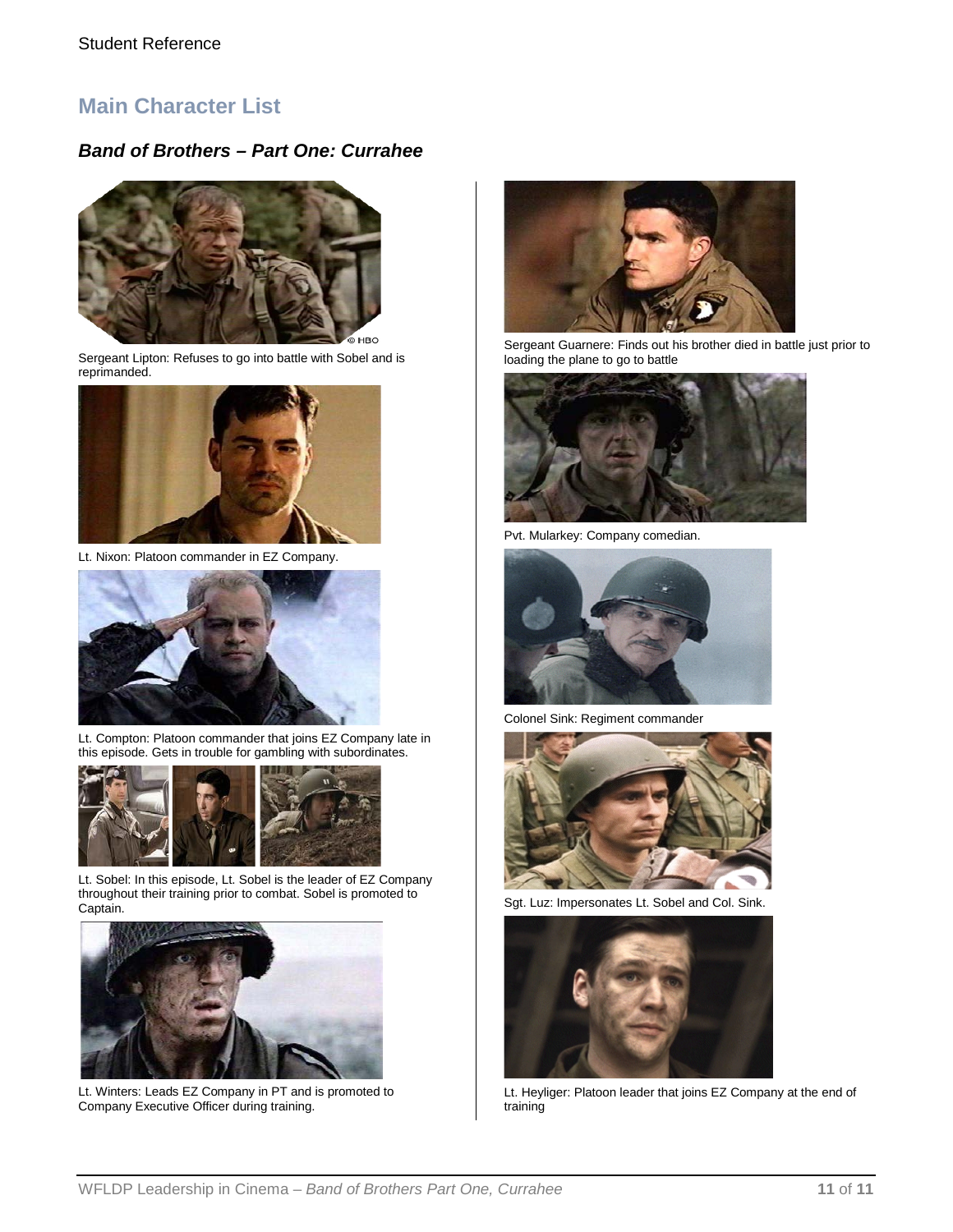## Main Character List

### *Band of Brothers – Part One: Currahee*

Sergeant Lipton: Refuses to go into battle with Sobel and is reprimanded.

Lt. Nixon: Platoon commander in EZ Company.

Lt. Compton: Platoon commander that joins EZ Company late in this episode. Gets in trouble for gambling with subordinates.

Lt. Sobel: In this episode, Lt. Sobel is the leader of EZ Company throughout their training prior to combat. Sobel is promoted to Captain.

Lt. Winters: Leads EZ Company in PT and is promoted to Company Executive Officer during training.

Sergeant Guarnere: Finds out his brother died in battle just prior to loading the plane to go to battle

Pvt. Mularkey: Company comedian.

Colonel Sink: Regiment commander

Sgt. Luz: Impersonates Lt. Sobel and Col. Sink.

Lt. Heyliger: Platoon leader that joins EZ Company at the end of training